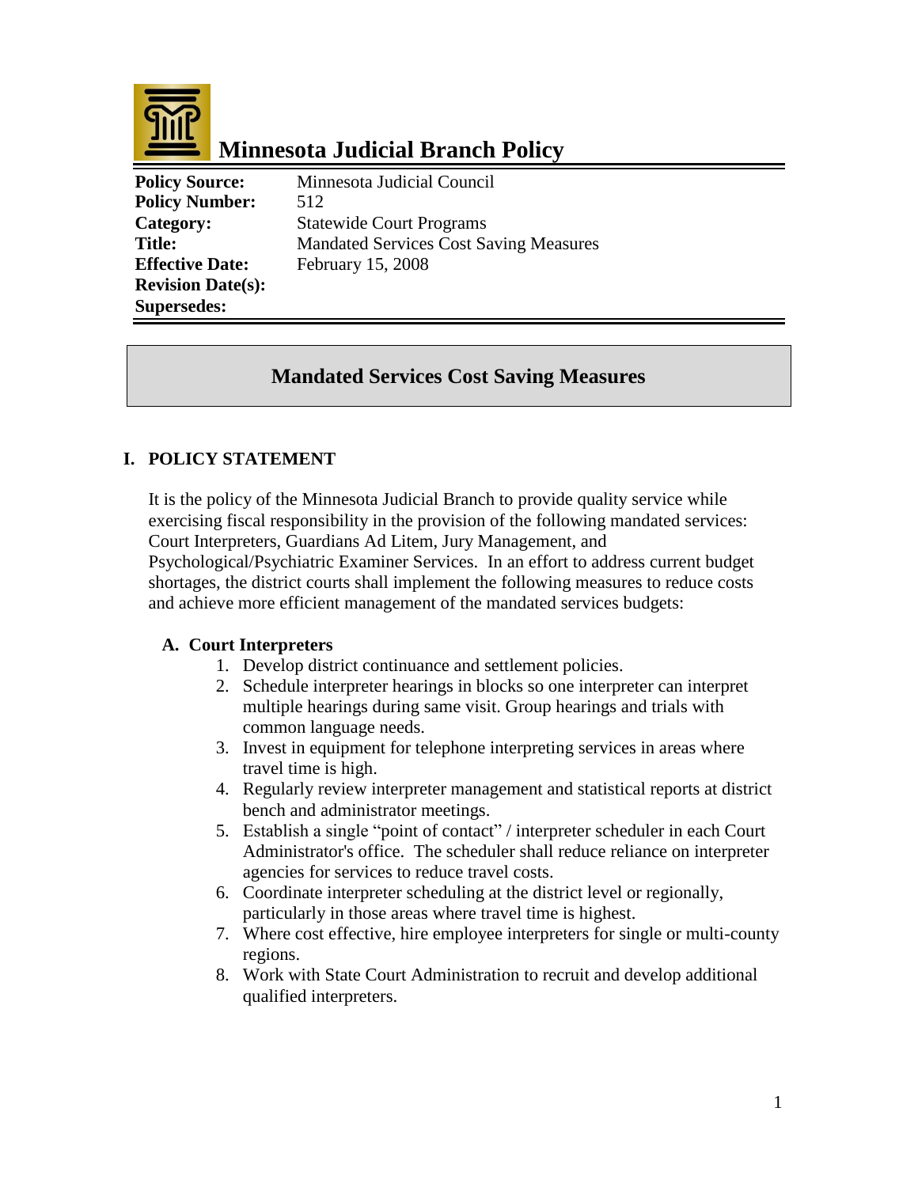# Minnesota Judicial Branch Policy

| | |
|---|---|
| **Policy Source:** | Minnesota Judicial Council |
| **Policy Number:** | 512 |
| **Category:** | Statewide Court Programs |
| **Title:** | Mandated Services Cost Saving Measures |
| **Effective Date:** | February 15, 2008 |
| **Revision Date(s):** | |
| **Supersedes:** | |

## Mandated Services Cost Saving Measures

### I. POLICY STATEMENT

It is the policy of the Minnesota Judicial Branch to provide quality service while exercising fiscal responsibility in the provision of the following mandated services: Court Interpreters, Guardians Ad Litem, Jury Management, and Psychological/Psychiatric Examiner Services. In an effort to address current budget shortages, the district courts shall implement the following measures to reduce costs and achieve more efficient management of the mandated services budgets:

#### A. Court Interpreters

1. Develop district continuance and settlement policies.
2. Schedule interpreter hearings in blocks so one interpreter can interpret multiple hearings during same visit. Group hearings and trials with common language needs.
3. Invest in equipment for telephone interpreting services in areas where travel time is high.
4. Regularly review interpreter management and statistical reports at district bench and administrator meetings.
5. Establish a single "point of contact" / interpreter scheduler in each Court Administrator's office. The scheduler shall reduce reliance on interpreter agencies for services to reduce travel costs.
6. Coordinate interpreter scheduling at the district level or regionally, particularly in those areas where travel time is highest.
7. Where cost effective, hire employee interpreters for single or multi-county regions.
8. Work with State Court Administration to recruit and develop additional qualified interpreters.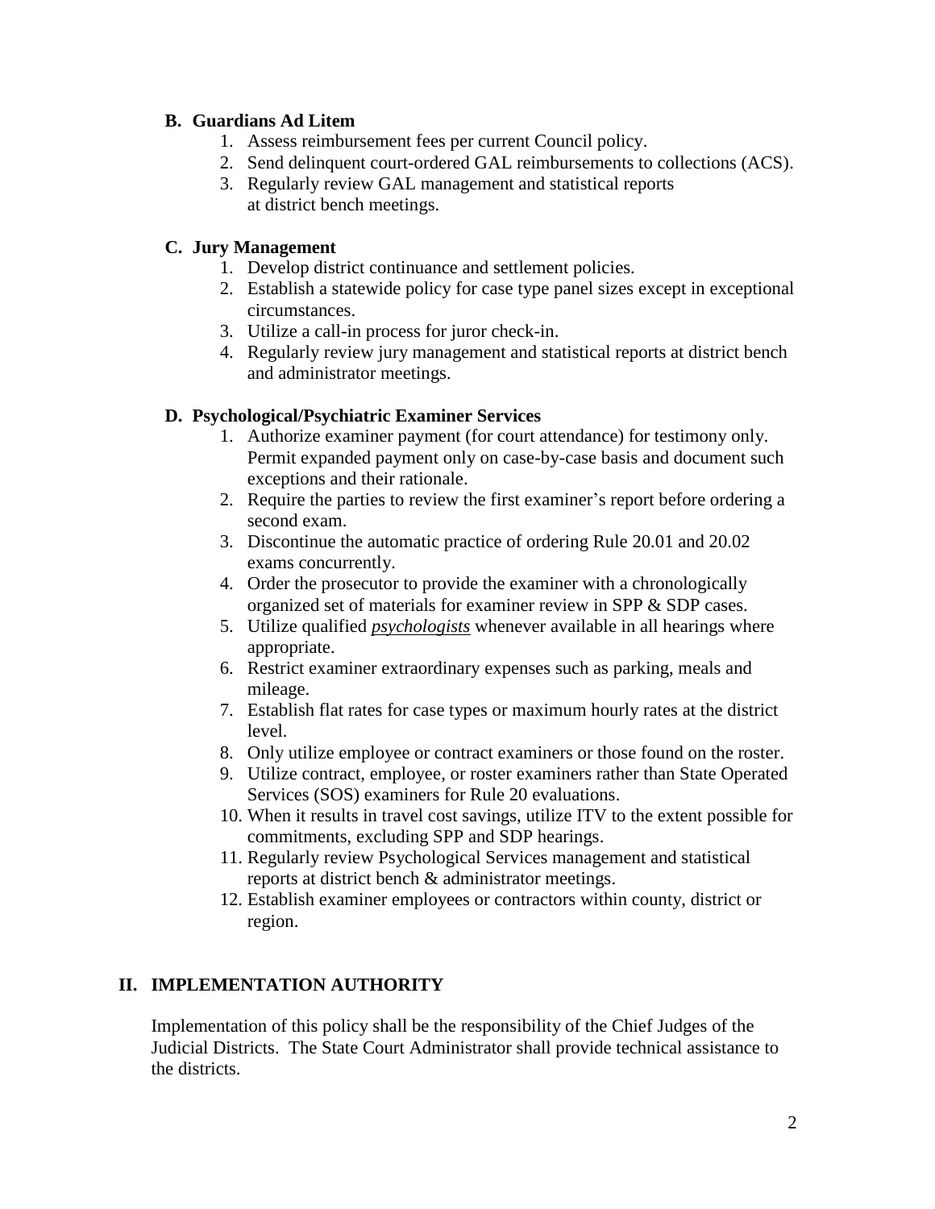### B. Guardians Ad Litem

1. Assess reimbursement fees per current Council policy.
2. Send delinquent court-ordered GAL reimbursements to collections (ACS).
3. Regularly review GAL management and statistical reports at district bench meetings.

### C. Jury Management

1. Develop district continuance and settlement policies.
2. Establish a statewide policy for case type panel sizes except in exceptional circumstances.
3. Utilize a call-in process for juror check-in.
4. Regularly review jury management and statistical reports at district bench and administrator meetings.

### D. Psychological/Psychiatric Examiner Services

1. Authorize examiner payment (for court attendance) for testimony only. Permit expanded payment only on case-by-case basis and document such exceptions and their rationale.
2. Require the parties to review the first examiner's report before ordering a second exam.
3. Discontinue the automatic practice of ordering Rule 20.01 and 20.02 exams concurrently.
4. Order the prosecutor to provide the examiner with a chronologically organized set of materials for examiner review in SPP & SDP cases.
5. Utilize qualified ***psychologists*** whenever available in all hearings where appropriate.
6. Restrict examiner extraordinary expenses such as parking, meals and mileage.
7. Establish flat rates for case types or maximum hourly rates at the district level.
8. Only utilize employee or contract examiners or those found on the roster.
9. Utilize contract, employee, or roster examiners rather than State Operated Services (SOS) examiners for Rule 20 evaluations.
10. When it results in travel cost savings, utilize ITV to the extent possible for commitments, excluding SPP and SDP hearings.
11. Regularly review Psychological Services management and statistical reports at district bench & administrator meetings.
12. Establish examiner employees or contractors within county, district or region.

## II. IMPLEMENTATION AUTHORITY

Implementation of this policy shall be the responsibility of the Chief Judges of the Judicial Districts. The State Court Administrator shall provide technical assistance to the districts.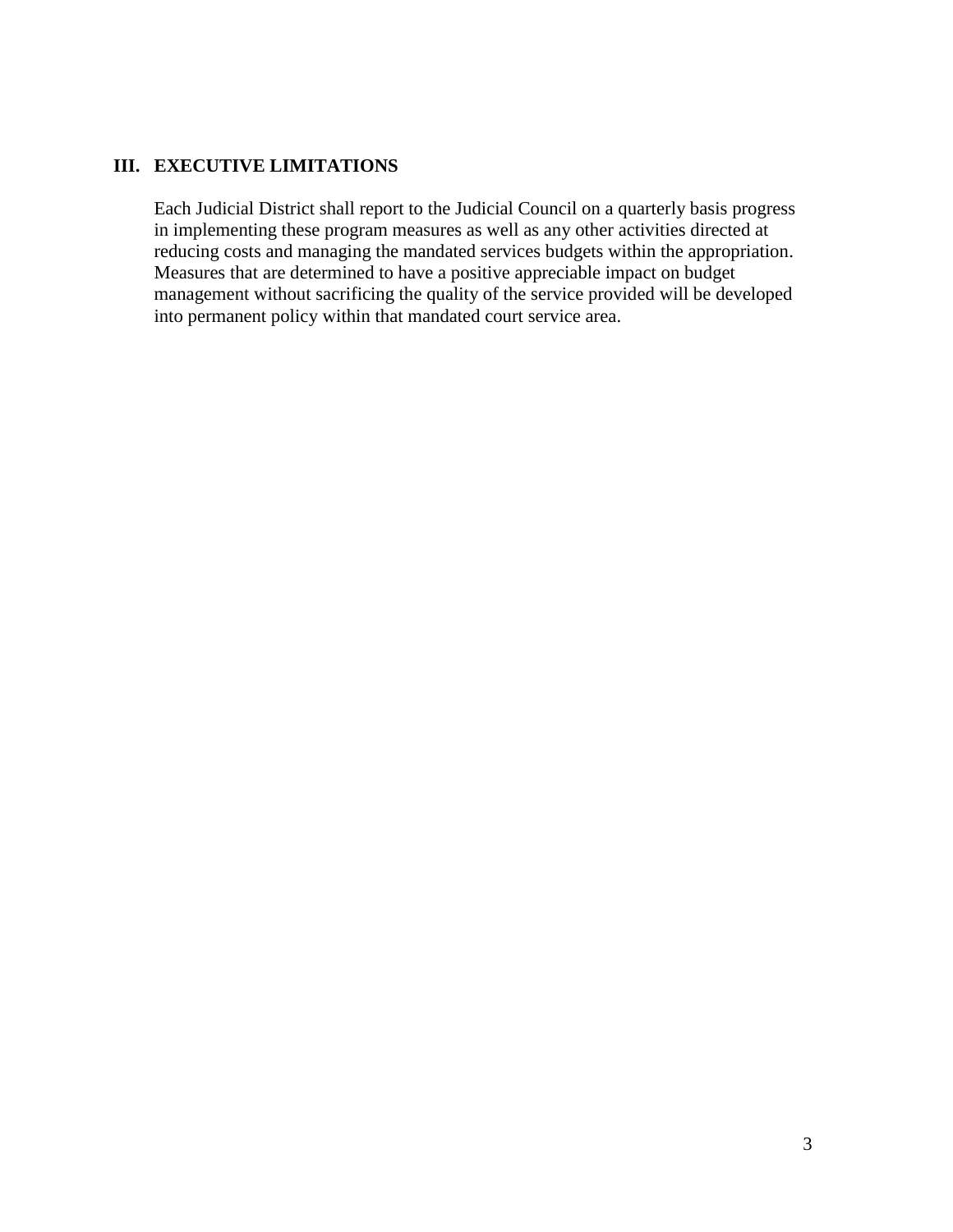## III. EXECUTIVE LIMITATIONS

Each Judicial District shall report to the Judicial Council on a quarterly basis progress in implementing these program measures as well as any other activities directed at reducing costs and managing the mandated services budgets within the appropriation. Measures that are determined to have a positive appreciable impact on budget management without sacrificing the quality of the service provided will be developed into permanent policy within that mandated court service area.